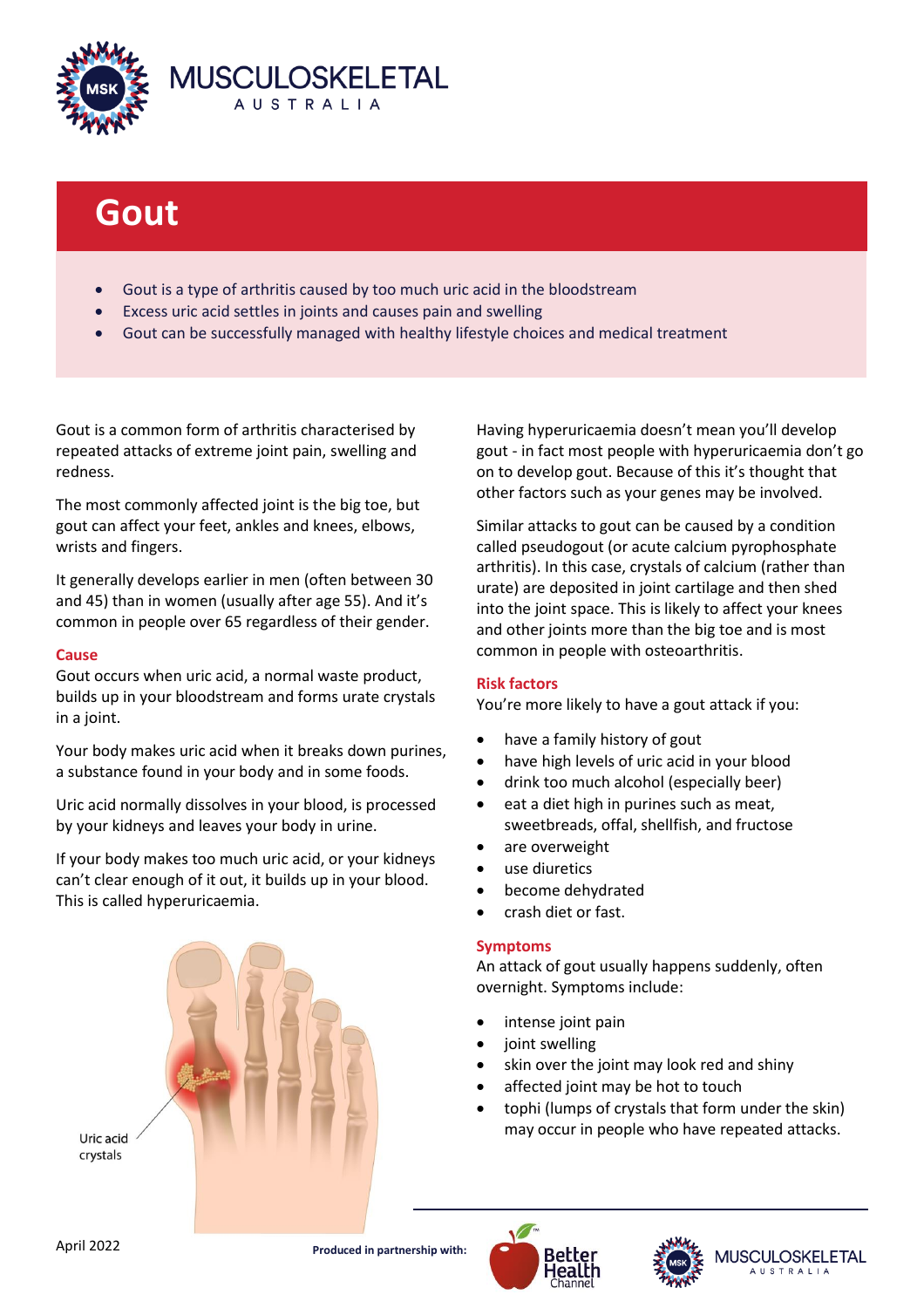# Gout

- Gout is a type of arthritis caused by too much uric acid in the bloodstream
- Excess uric acid settles in joints and causes pain and swelling
- Gout can be successfully managed with healthy lifestyle choices and medical treatment

Gout is a common form of arthritis characterised by repeated attacks of extreme joint pain, swelling and redness.

The most commonly affected joint is the big toe, but gout can affect your feet, ankles and knees, elbows, wrists and fingers.

It generally develops earlier in men (often between 30 and 45) than in women (usually after age 55). And it's common in people over 65 regardless of their gender.

## Cause

Gout occurs when uric acid, a normal waste product, builds up in your bloodstream and forms urate crystals in a joint.

Your body makes uric acid when it breaks down purines, a substance found in your body and in some foods.

Uric acid normally dissolves in your blood, is processed by your kidneys and leaves your body in urine.

If your body makes too much uric acid, or your kidneys can't clear enough of it out, it builds up in your blood. This is called hyperuricaemia.

Uric acid crystals

Having hyperuricaemia doesn't mean you'll develop gout - in fact most people with hyperuricaemia don't go on to develop gout. Because of this it's thought that other factors such as your genes may be involved.

Similar attacks to gout can be caused by a condition called pseudogout (or acute calcium pyrophosphate arthritis). In this case, crystals of calcium (rather than urate) are deposited in joint cartilage and then shed into the joint space. This is likely to affect your knees and other joints more than the big toe and is most common in people with osteoarthritis.

## Risk factors

You're more likely to have a gout attack if you:

- have a family history of gout
- have high levels of uric acid in your blood
- drink too much alcohol (especially beer)
- eat a diet high in purines such as meat, sweetbreads, offal, shellfish, and fructose
- are overweight
- use diuretics
- become dehydrated
- crash diet or fast.

## Symptoms

An attack of gout usually happens suddenly, often overnight. Symptoms include:

- intense joint pain
- joint swelling
- skin over the joint may look red and shiny
- affected joint may be hot to touch
- tophi (lumps of crystals that form under the skin) may occur in people who have repeated attacks.

April 2022

**Produced in partnership with:**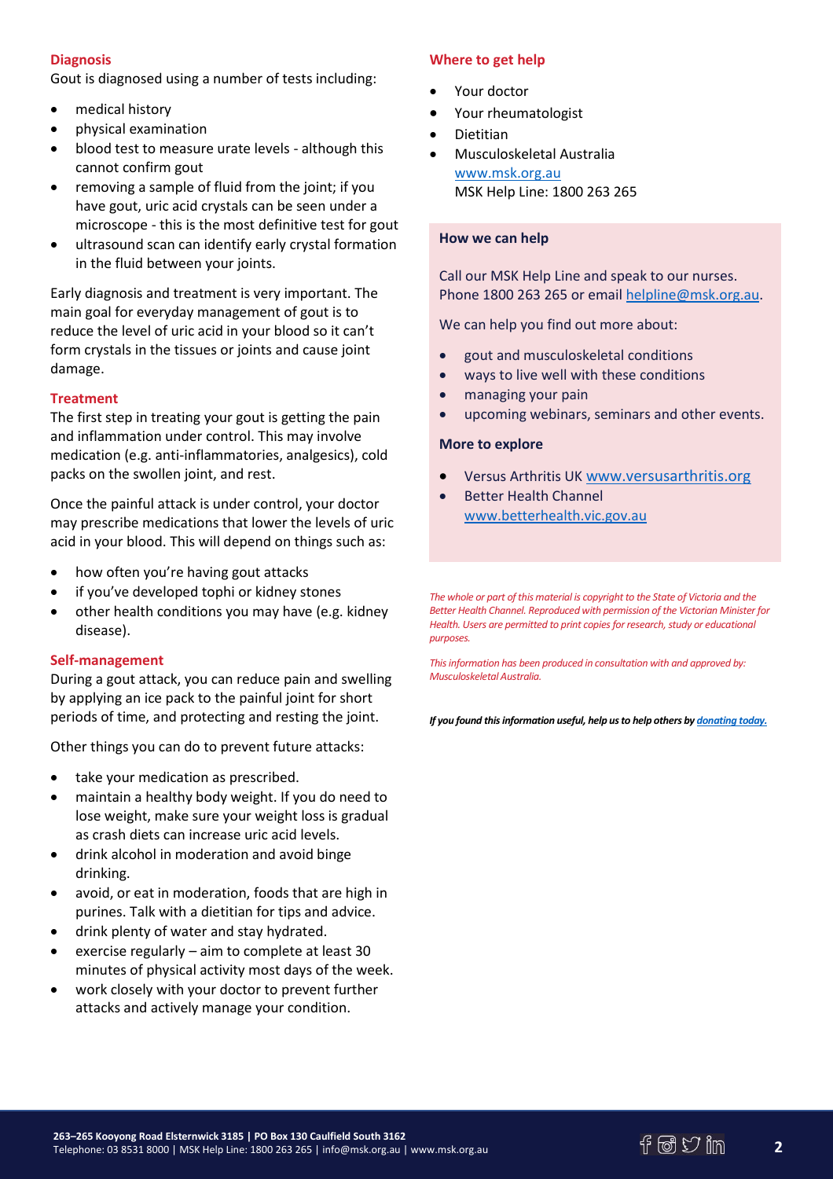## Diagnosis

Gout is diagnosed using a number of tests including:

- medical history
- physical examination
- blood test to measure urate levels - although this cannot confirm gout
- removing a sample of fluid from the joint; if you have gout, uric acid crystals can be seen under a microscope - this is the most definitive test for gout
- ultrasound scan can identify early crystal formation in the fluid between your joints.

Early diagnosis and treatment is very important. The main goal for everyday management of gout is to reduce the level of uric acid in your blood so it can't form crystals in the tissues or joints and cause joint damage.

## Treatment

The first step in treating your gout is getting the pain and inflammation under control. This may involve medication (e.g. anti-inflammatories, analgesics), cold packs on the swollen joint, and rest.

Once the painful attack is under control, your doctor may prescribe medications that lower the levels of uric acid in your blood. This will depend on things such as:

- how often you're having gout attacks
- if you've developed tophi or kidney stones
- other health conditions you may have (e.g. kidney disease).

## Self-management

During a gout attack, you can reduce pain and swelling by applying an ice pack to the painful joint for short periods of time, and protecting and resting the joint.

Other things you can do to prevent future attacks:

- take your medication as prescribed.
- maintain a healthy body weight. If you do need to lose weight, make sure your weight loss is gradual as crash diets can increase uric acid levels.
- drink alcohol in moderation and avoid binge drinking.
- avoid, or eat in moderation, foods that are high in purines. Talk with a dietitian for tips and advice.
- drink plenty of water and stay hydrated.
- exercise regularly – aim to complete at least 30 minutes of physical activity most days of the week.
- work closely with your doctor to prevent further attacks and actively manage your condition.

## Where to get help

- Your doctor
- Your rheumatologist
- Dietitian
- Musculoskeletal Australia
  www.msk.org.au
  MSK Help Line: 1800 263 265

### How we can help

Call our MSK Help Line and speak to our nurses. Phone 1800 263 265 or email helpline@msk.org.au.

We can help you find out more about:

- gout and musculoskeletal conditions
- ways to live well with these conditions
- managing your pain
- upcoming webinars, seminars and other events.

### More to explore

- Versus Arthritis UK www.versusarthritis.org
- Better Health Channel
  www.betterhealth.vic.gov.au

*The whole or part of this material is copyright to the State of Victoria and the Better Health Channel. Reproduced with permission of the Victorian Minister for Health. Users are permitted to print copies for research, study or educational purposes.*

*This information has been produced in consultation with and approved by: Musculoskeletal Australia.*

***If you found this information useful, help us to help others by donating today.***

**263–265 Kooyong Road Elsternwick 3185 | PO Box 130 Caulfield South 3162**
Telephone: 03 8531 8000 | MSK Help Line: 1800 263 265 | info@msk.org.au | www.msk.org.au